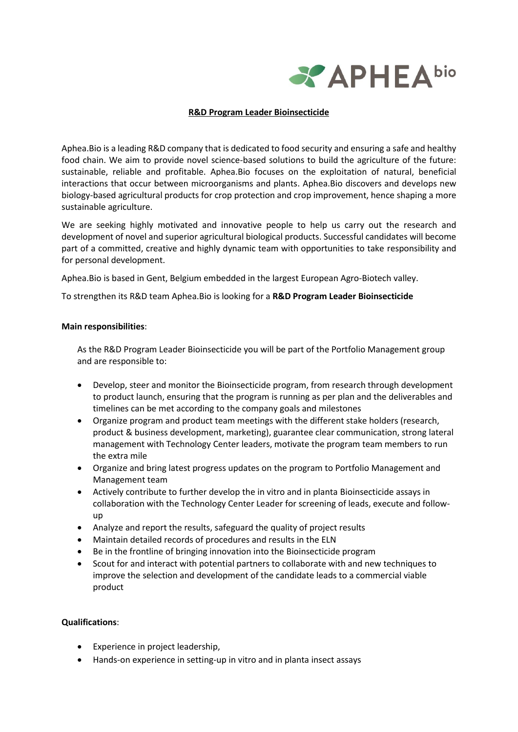# R&D Program Leader Bioinsecticide

Aphea.Bio is a leading R&D company that is dedicated to food security and ensuring a safe and healthy food chain. We aim to provide novel science-based solutions to build the agriculture of the future: sustainable, reliable and profitable. Aphea.Bio focuses on the exploitation of natural, beneficial interactions that occur between microorganisms and plants. Aphea.Bio discovers and develops new biology-based agricultural products for crop protection and crop improvement, hence shaping a more sustainable agriculture.

We are seeking highly motivated and innovative people to help us carry out the research and development of novel and superior agricultural biological products. Successful candidates will become part of a committed, creative and highly dynamic team with opportunities to take responsibility and for personal development.

Aphea.Bio is based in Gent, Belgium embedded in the largest European Agro-Biotech valley.

To strengthen its R&D team Aphea.Bio is looking for a **R&D Program Leader Bioinsecticide**

**Main responsibilities**:

As the R&D Program Leader Bioinsecticide you will be part of the Portfolio Management group and are responsible to:

- Develop, steer and monitor the Bioinsecticide program, from research through development to product launch, ensuring that the program is running as per plan and the deliverables and timelines can be met according to the company goals and milestones
- Organize program and product team meetings with the different stake holders (research, product & business development, marketing), guarantee clear communication, strong lateral management with Technology Center leaders, motivate the program team members to run the extra mile
- Organize and bring latest progress updates on the program to Portfolio Management and Management team
- Actively contribute to further develop the in vitro and in planta Bioinsecticide assays in collaboration with the Technology Center Leader for screening of leads, execute and follow-up
- Analyze and report the results, safeguard the quality of project results
- Maintain detailed records of procedures and results in the ELN
- Be in the frontline of bringing innovation into the Bioinsecticide program
- Scout for and interact with potential partners to collaborate with and new techniques to improve the selection and development of the candidate leads to a commercial viable product

**Qualifications**:

- Experience in project leadership,
- Hands-on experience in setting-up in vitro and in planta insect assays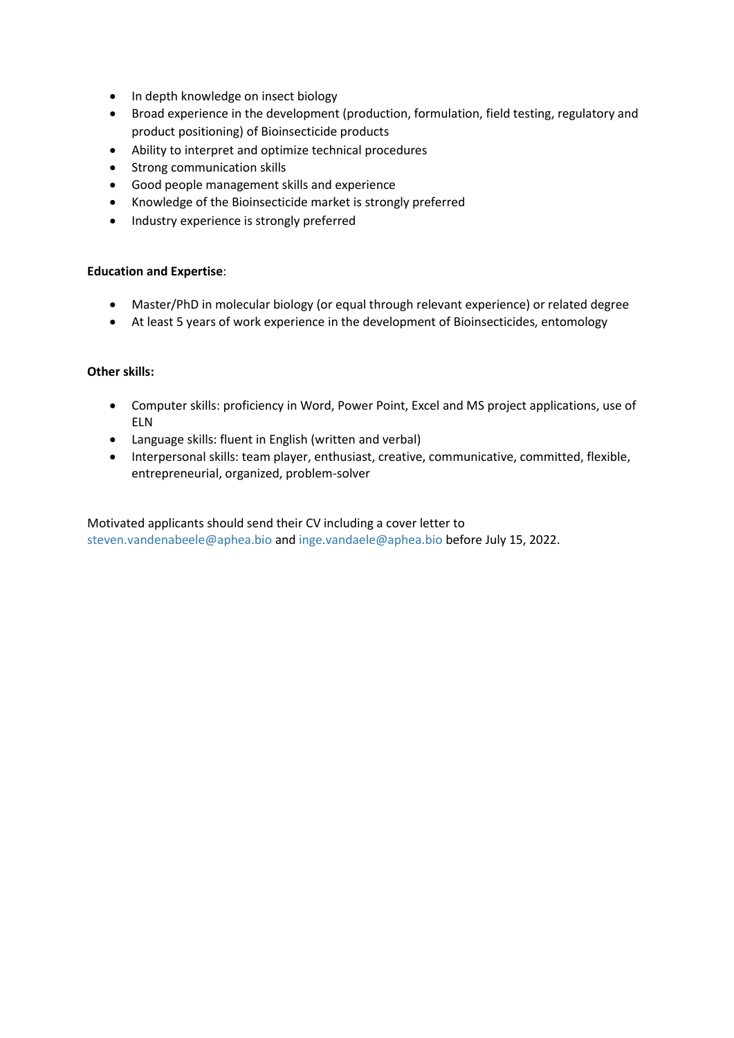- In depth knowledge on insect biology
- Broad experience in the development (production, formulation, field testing, regulatory and product positioning) of Bioinsecticide products
- Ability to interpret and optimize technical procedures
- Strong communication skills
- Good people management skills and experience
- Knowledge of the Bioinsecticide market is strongly preferred
- Industry experience is strongly preferred

**Education and Expertise**:

- Master/PhD in molecular biology (or equal through relevant experience) or related degree
- At least 5 years of work experience in the development of Bioinsecticides, entomology

**Other skills:**

- Computer skills: proficiency in Word, Power Point, Excel and MS project applications, use of ELN
- Language skills: fluent in English (written and verbal)
- Interpersonal skills: team player, enthusiast, creative, communicative, committed, flexible, entrepreneurial, organized, problem-solver

Motivated applicants should send their CV including a cover letter to steven.vandenabeele@aphea.bio and inge.vandaele@aphea.bio before July 15, 2022.